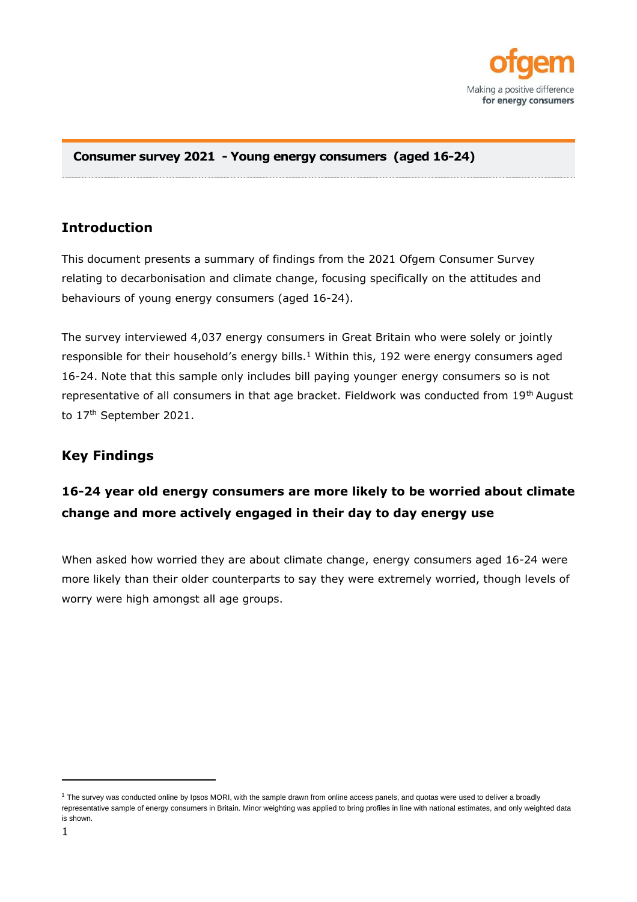# Consumer survey 2021 - Young energy consumers (aged 16-24)

## Introduction

This document presents a summary of findings from the 2021 Ofgem Consumer Survey relating to decarbonisation and climate change, focusing specifically on the attitudes and behaviours of young energy consumers (aged 16-24).

The survey interviewed 4,037 energy consumers in Great Britain who were solely or jointly responsible for their household's energy bills.[1] Within this, 192 were energy consumers aged 16-24. Note that this sample only includes bill paying younger energy consumers so is not representative of all consumers in that age bracket. Fieldwork was conducted from 19th August to 17th September 2021.

## Key Findings

### 16-24 year old energy consumers are more likely to be worried about climate change and more actively engaged in their day to day energy use

When asked how worried they are about climate change, energy consumers aged 16-24 were more likely than their older counterparts to say they were extremely worried, though levels of worry were high amongst all age groups.

---

[1] The survey was conducted online by Ipsos MORI, with the sample drawn from online access panels, and quotas were used to deliver a broadly representative sample of energy consumers in Britain. Minor weighting was applied to bring profiles in line with national estimates, and only weighted data is shown.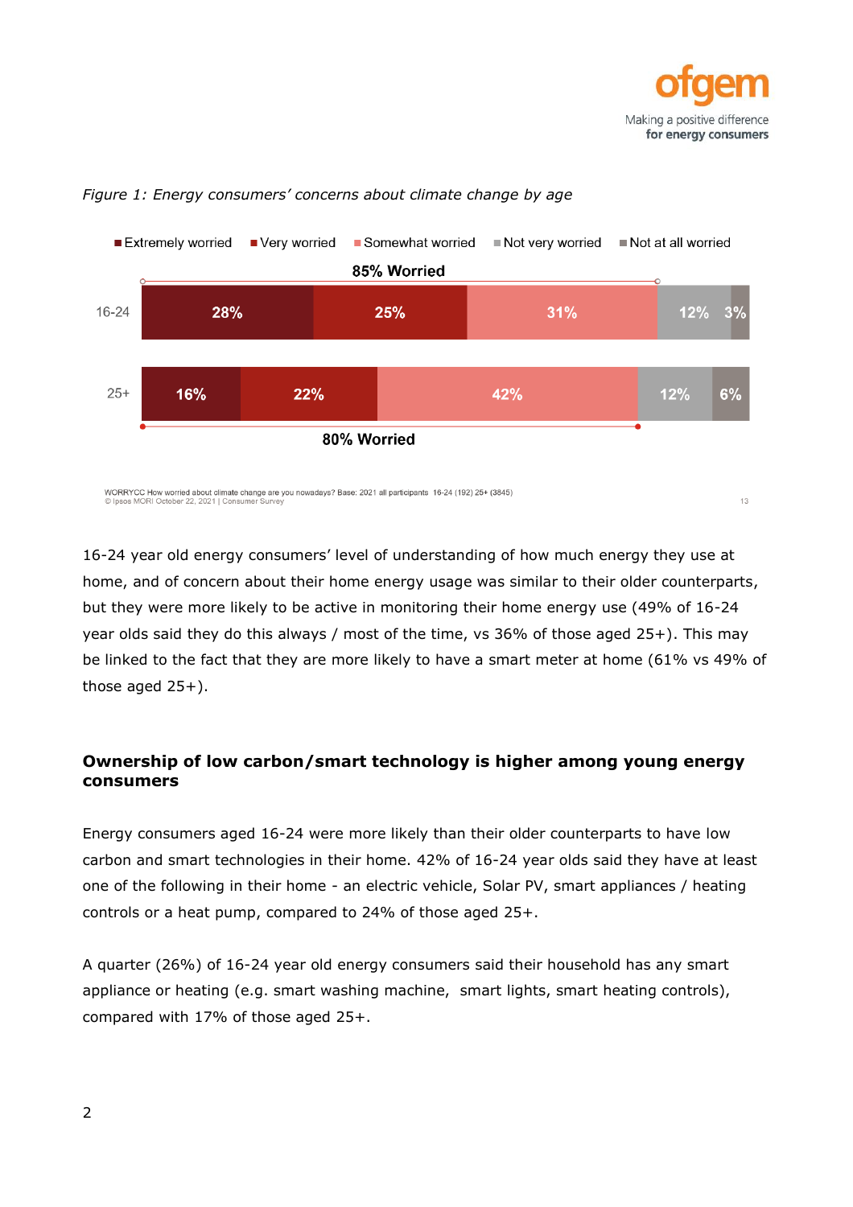*Figure 1: Energy consumers' concerns about climate change by age*

| | Extremely worried | Very worried | Somewhat worried | Not very worried | Not at all worried |
|---|---|---|---|---|---|
| 16-24 (85% Worried) | 28% | 25% | 31% | 12% | 3% |
| 25+ (80% Worried) | 16% | 22% | 42% | 12% | 6% |

WORRYCC How worried about climate change are you nowadays? Base: 2021 all participants 16-24 (192) 25+ (3845)
© Ipsos MORI October 22, 2021 | Consumer Survey

16-24 year old energy consumers' level of understanding of how much energy they use at home, and of concern about their home energy usage was similar to their older counterparts, but they were more likely to be active in monitoring their home energy use (49% of 16-24 year olds said they do this always / most of the time, vs 36% of those aged 25+). This may be linked to the fact that they are more likely to have a smart meter at home (61% vs 49% of those aged 25+).

### Ownership of low carbon/smart technology is higher among young energy consumers

Energy consumers aged 16-24 were more likely than their older counterparts to have low carbon and smart technologies in their home. 42% of 16-24 year olds said they have at least one of the following in their home - an electric vehicle, Solar PV, smart appliances / heating controls or a heat pump, compared to 24% of those aged 25+.

A quarter (26%) of 16-24 year old energy consumers said their household has any smart appliance or heating (e.g. smart washing machine, smart lights, smart heating controls), compared with 17% of those aged 25+.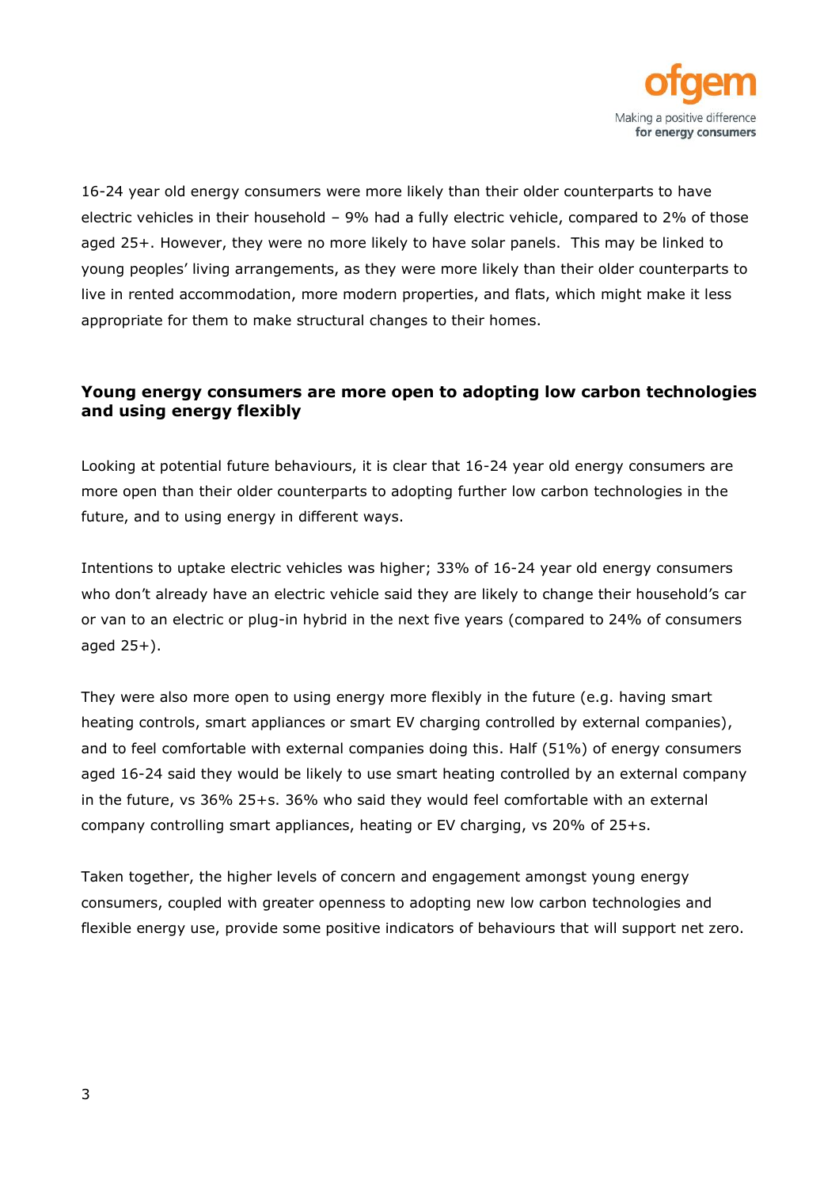16-24 year old energy consumers were more likely than their older counterparts to have electric vehicles in their household – 9% had a fully electric vehicle, compared to 2% of those aged 25+. However, they were no more likely to have solar panels. This may be linked to young peoples' living arrangements, as they were more likely than their older counterparts to live in rented accommodation, more modern properties, and flats, which might make it less appropriate for them to make structural changes to their homes.

### Young energy consumers are more open to adopting low carbon technologies and using energy flexibly

Looking at potential future behaviours, it is clear that 16-24 year old energy consumers are more open than their older counterparts to adopting further low carbon technologies in the future, and to using energy in different ways.

Intentions to uptake electric vehicles was higher; 33% of 16-24 year old energy consumers who don't already have an electric vehicle said they are likely to change their household's car or van to an electric or plug-in hybrid in the next five years (compared to 24% of consumers aged 25+).

They were also more open to using energy more flexibly in the future (e.g. having smart heating controls, smart appliances or smart EV charging controlled by external companies), and to feel comfortable with external companies doing this. Half (51%) of energy consumers aged 16-24 said they would be likely to use smart heating controlled by an external company in the future, vs 36% 25+s. 36% who said they would feel comfortable with an external company controlling smart appliances, heating or EV charging, vs 20% of 25+s.

Taken together, the higher levels of concern and engagement amongst young energy consumers, coupled with greater openness to adopting new low carbon technologies and flexible energy use, provide some positive indicators of behaviours that will support net zero.